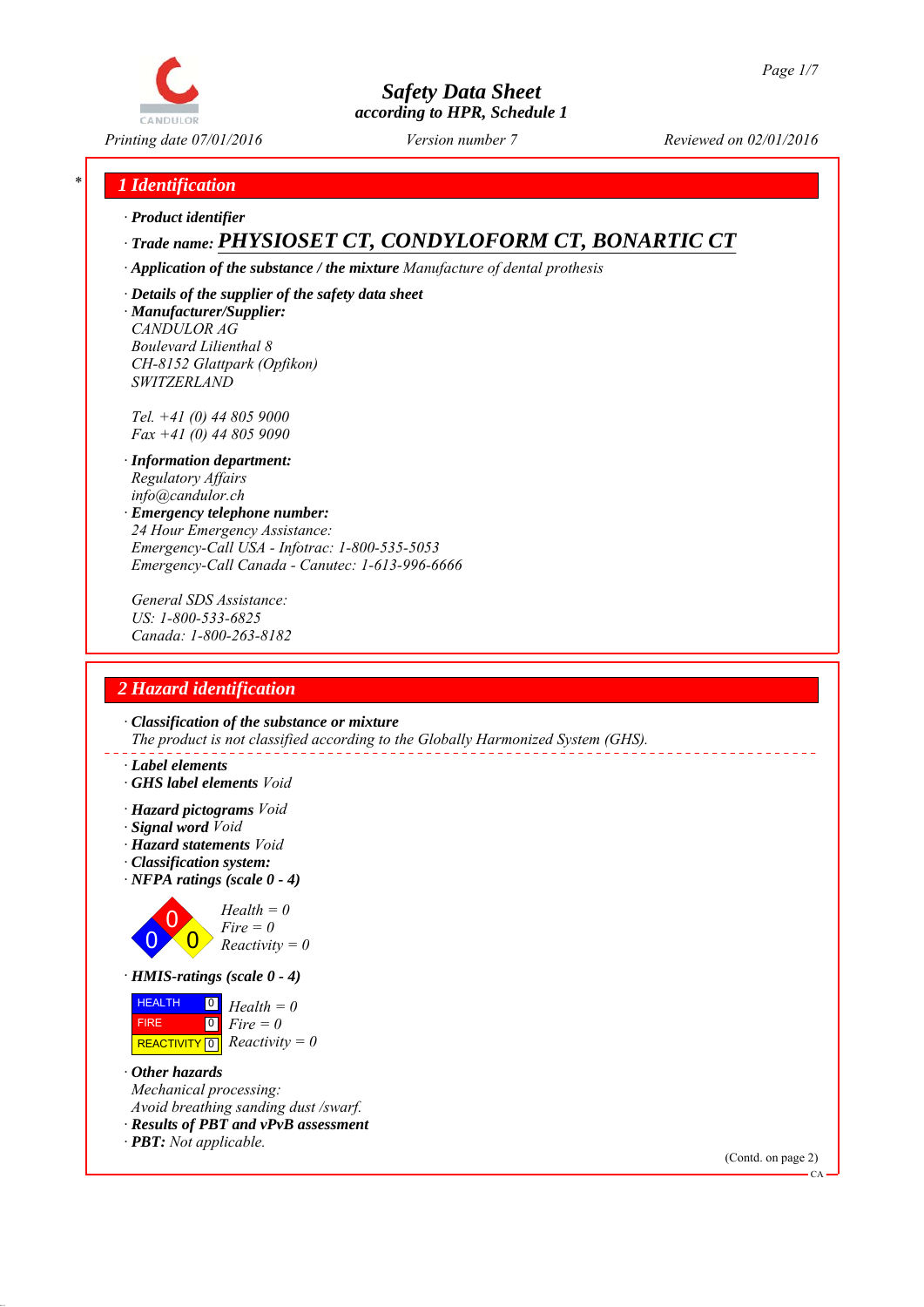# Safety Data Sheet
according to HPR, Schedule 1

Printing date 07/01/2016 | Version number 7 | Reviewed on 02/01/2016

## 1 Identification

· **Product identifier**

· **Trade name: PHYSIOSET CT, CONDYLOFORM CT, BONARTIC CT**

· **Application of the substance / the mixture** Manufacture of dental prosthesis

· **Details of the supplier of the safety data sheet**

· **Manufacturer/Supplier:**
CANDULOR AG
Boulevard Lilienthal 8
CH-8152 Glattpark (Opfikon)
SWITZERLAND

Tel. +41 (0) 44 805 9000
Fax +41 (0) 44 805 9090

· **Information department:**
Regulatory Affairs
info@candulor.ch

· **Emergency telephone number:**
24 Hour Emergency Assistance:
Emergency-Call USA - Infotrac: 1-800-535-5053
Emergency-Call Canada - Canutec: 1-613-996-6666

General SDS Assistance:
US: 1-800-533-6825
Canada: 1-800-263-8182

## 2 Hazard identification

· **Classification of the substance or mixture**
The product is not classified according to the Globally Harmonized System (GHS).

· **Label elements**
· **GHS label elements** Void

· **Hazard pictograms** Void
· **Signal word** Void
· **Hazard statements** Void
· **Classification system:**
· **NFPA ratings (scale 0 - 4)**

Health = 0
Fire = 0
Reactivity = 0

· **HMIS-ratings (scale 0 - 4)**

| | | |
|---|---|---|
| HEALTH | 0 | Health = 0 |
| FIRE | 0 | Fire = 0 |
| REACTIVITY | 0 | Reactivity = 0 |

· **Other hazards**
Mechanical processing:
Avoid breathing sanding dust /swarf.
· **Results of PBT and vPvB assessment**
· **PBT:** Not applicable.

(Contd. on page 2)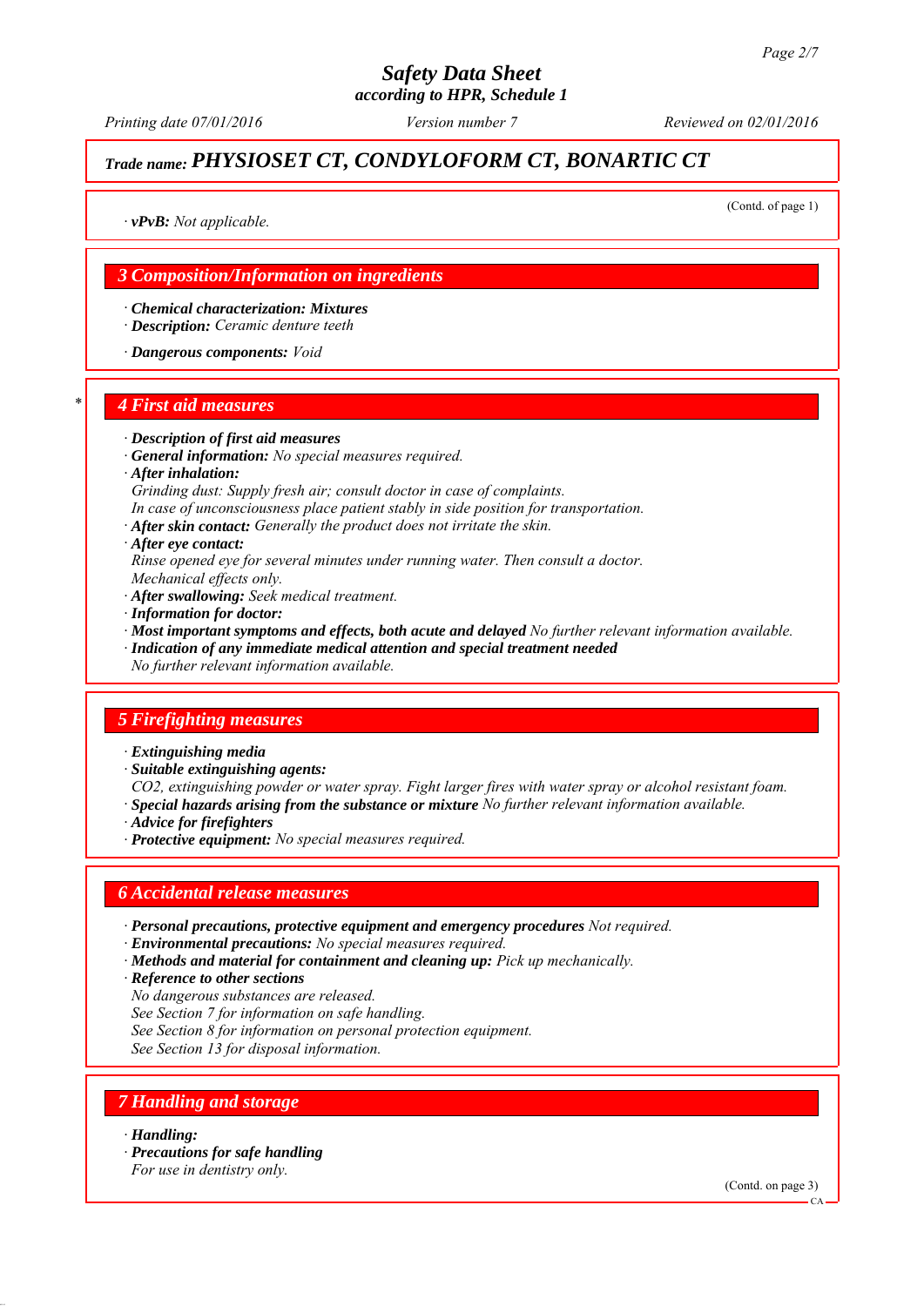## Trade name: *PHYSIOSET CT, CONDYLOFORM CT, BONARTIC CT*

(Contd. of page 1)

· **vPvB:** *Not applicable.*

## 3 Composition/Information on ingredients

· **Chemical characterization: Mixtures**
· **Description:** *Ceramic denture teeth*

· **Dangerous components:** *Void*

## 4 First aid measures

· **Description of first aid measures**
· **General information:** *No special measures required.*
· **After inhalation:**
*Grinding dust: Supply fresh air; consult doctor in case of complaints.*
*In case of unconsciousness place patient stably in side position for transportation.*
· **After skin contact:** *Generally the product does not irritate the skin.*
· **After eye contact:**
*Rinse opened eye for several minutes under running water. Then consult a doctor.*
*Mechanical effects only.*
· **After swallowing:** *Seek medical treatment.*
· **Information for doctor:**
· **Most important symptoms and effects, both acute and delayed** *No further relevant information available.*
· **Indication of any immediate medical attention and special treatment needed**
*No further relevant information available.*

## 5 Firefighting measures

· **Extinguishing media**
· **Suitable extinguishing agents:**
*CO2, extinguishing powder or water spray. Fight larger fires with water spray or alcohol resistant foam.*
· **Special hazards arising from the substance or mixture** *No further relevant information available.*
· **Advice for firefighters**
· **Protective equipment:** *No special measures required.*

## 6 Accidental release measures

· **Personal precautions, protective equipment and emergency procedures** *Not required.*
· **Environmental precautions:** *No special measures required.*
· **Methods and material for containment and cleaning up:** *Pick up mechanically.*
· **Reference to other sections**
*No dangerous substances are released.*
*See Section 7 for information on safe handling.*
*See Section 8 for information on personal protection equipment.*
*See Section 13 for disposal information.*

## 7 Handling and storage

· **Handling:**
· **Precautions for safe handling**
*For use in dentistry only.*

(Contd. on page 3)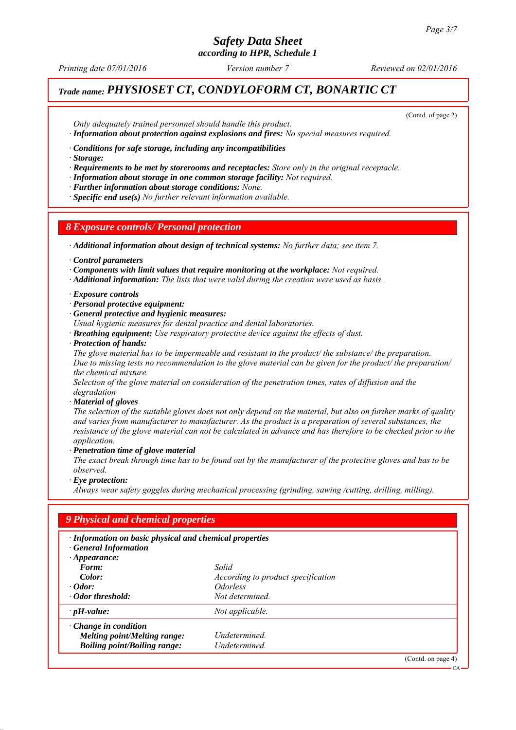# Safety Data Sheet
according to HPR, Schedule 1

Printing date 07/01/2016 | Version number 7 | Reviewed on 02/01/2016

## Trade name: PHYSIOSET CT, CONDYLOFORM CT, BONARTIC CT

(Contd. of page 2)

Only adequately trained personnel should handle this product.

· **Information about protection against explosions and fires:** No special measures required.

· **Conditions for safe storage, including any incompatibilities**
· **Storage:**
· **Requirements to be met by storerooms and receptacles:** Store only in the original receptacle.
· **Information about storage in one common storage facility:** Not required.
· **Further information about storage conditions:** None.
· **Specific end use(s)** No further relevant information available.

## 8 Exposure controls/ Personal protection

· **Additional information about design of technical systems:** No further data; see item 7.

· **Control parameters**
· **Components with limit values that require monitoring at the workplace:** Not required.
· **Additional information:** The lists that were valid during the creation were used as basis.

· **Exposure controls**
· **Personal protective equipment:**
· **General protective and hygienic measures:**
Usual hygienic measures for dental practice and dental laboratories.
· **Breathing equipment:** Use respiratory protective device against the effects of dust.
· **Protection of hands:**
The glove material has to be impermeable and resistant to the product/ the substance/ the preparation.
Due to missing tests no recommendation to the glove material can be given for the product/ the preparation/ the chemical mixture.
Selection of the glove material on consideration of the penetration times, rates of diffusion and the degradation
· **Material of gloves**
The selection of the suitable gloves does not only depend on the material, but also on further marks of quality and varies from manufacturer to manufacturer. As the product is a preparation of several substances, the resistance of the glove material can not be calculated in advance and has therefore to be checked prior to the application.
· **Penetration time of glove material**
The exact break through time has to be found out by the manufacturer of the protective gloves and has to be observed.
· **Eye protection:**
Always wear safety goggles during mechanical processing (grinding, sawing /cutting, drilling, milling).

## 9 Physical and chemical properties

· **Information on basic physical and chemical properties**
· **General Information**
· **Appearance:**

| | |
|---|---|
| **Form:** | Solid |
| **Color:** | According to product specification |
| · **Odor:** | Odorless |
| · **Odor threshold:** | Not determined. |
| · **pH-value:** | Not applicable. |
| · **Change in condition** | |
| **Melting point/Melting range:** | Undetermined. |
| **Boiling point/Boiling range:** | Undetermined. |

(Contd. on page 4)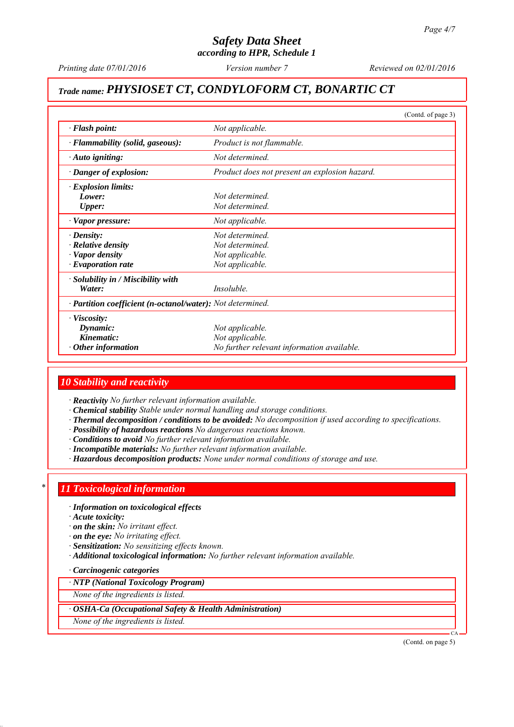# Safety Data Sheet
### according to HPR, Schedule 1

*Printing date 07/01/2016* *Version number 7* *Reviewed on 02/01/2016*

## Trade name: PHYSIOSET CT, CONDYLOFORM CT, BONARTIC CT

(Contd. of page 3)

| | |
|---|---|
| · **Flash point:** | *Not applicable.* |
| · **Flammability (solid, gaseous):** | *Product is not flammable.* |
| · **Auto igniting:** | *Not determined.* |
| · **Danger of explosion:** | *Product does not present an explosion hazard.* |
| · **Explosion limits:** | |
| **Lower:** | *Not determined.* |
| **Upper:** | *Not determined.* |
| · **Vapor pressure:** | *Not applicable.* |
| · **Density:** | *Not determined.* |
| · **Relative density** | *Not determined.* |
| · **Vapor density** | *Not applicable.* |
| · **Evaporation rate** | *Not applicable.* |
| · **Solubility in / Miscibility with** | |
| **Water:** | *Insoluble.* |
| · **Partition coefficient (n-octanol/water):** | *Not determined.* |
| · **Viscosity:** | |
| **Dynamic:** | *Not applicable.* |
| **Kinematic:** | *Not applicable.* |
| · **Other information** | *No further relevant information available.* |

## 10 Stability and reactivity

· **Reactivity** *No further relevant information available.*
· **Chemical stability** *Stable under normal handling and storage conditions.*
· **Thermal decomposition / conditions to be avoided:** *No decomposition if used according to specifications.*
· **Possibility of hazardous reactions** *No dangerous reactions known.*
· **Conditions to avoid** *No further relevant information available.*
· **Incompatible materials:** *No further relevant information available.*
· **Hazardous decomposition products:** *None under normal conditions of storage and use.*

## * 11 Toxicological information

· **Information on toxicological effects**
· **Acute toxicity:**
· **on the skin:** *No irritant effect.*
· **on the eye:** *No irritating effect.*
· **Sensitization:** *No sensitizing effects known.*
· **Additional toxicological information:** *No further relevant information available.*

· **Carcinogenic categories**

| · **NTP (National Toxicology Program)** |
|---|
| *None of the ingredients is listed.* |

| · **OSHA-Ca (Occupational Safety & Health Administration)** |
|---|
| *None of the ingredients is listed.* |

(Contd. on page 5)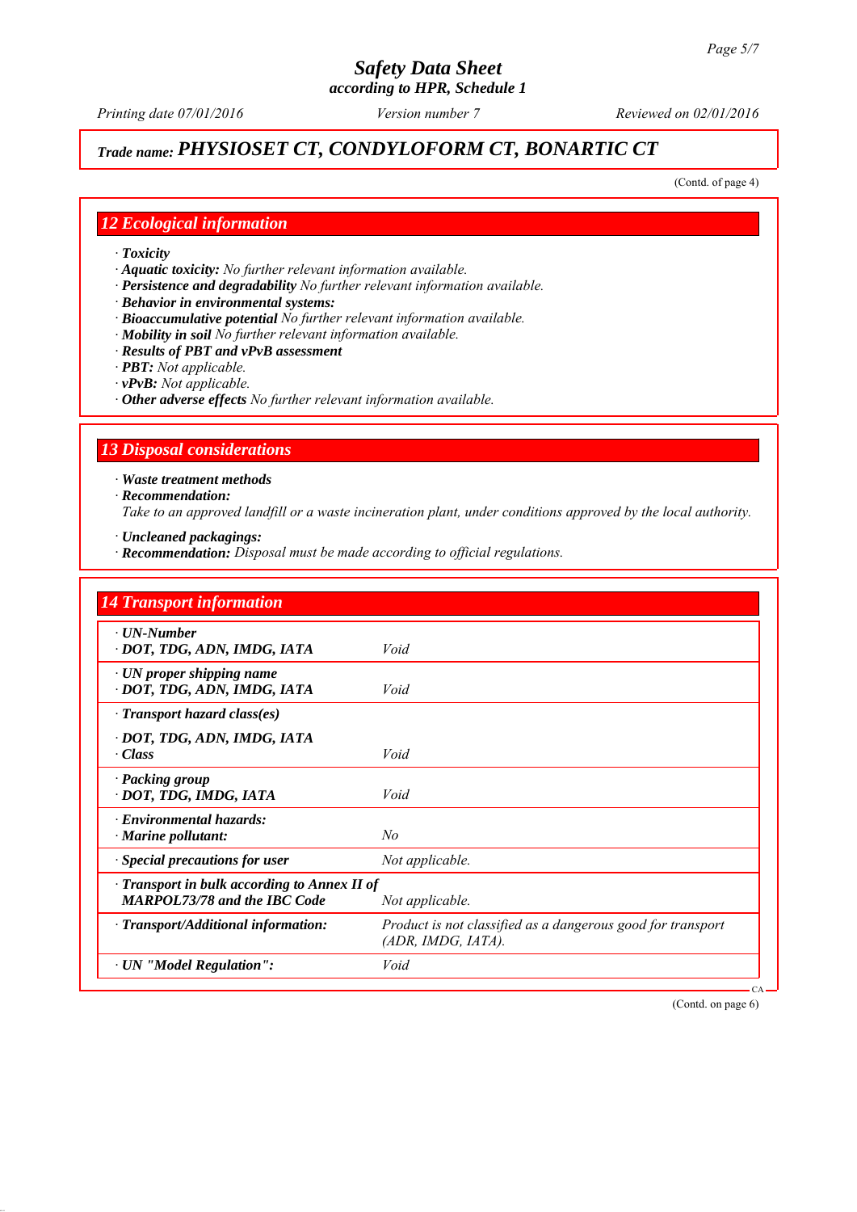# Safety Data Sheet
### according to HPR, Schedule 1

*Printing date 07/01/2016* *Version number 7* *Reviewed on 02/01/2016*

## Trade name: PHYSIOSET CT, CONDYLOFORM CT, BONARTIC CT

(Contd. of page 4)

## 12 Ecological information

- · ***Toxicity***
- · ***Aquatic toxicity:*** *No further relevant information available.*
- · ***Persistence and degradability*** *No further relevant information available.*
- · ***Behavior in environmental systems:***
- · ***Bioaccumulative potential*** *No further relevant information available.*
- · ***Mobility in soil*** *No further relevant information available.*
- · ***Results of PBT and vPvB assessment***
- · ***PBT:*** *Not applicable.*
- · ***vPvB:*** *Not applicable.*
- · ***Other adverse effects*** *No further relevant information available.*

## 13 Disposal considerations

- · ***Waste treatment methods***
- · ***Recommendation:***

  *Take to an approved landfill or a waste incineration plant, under conditions approved by the local authority.*

- · ***Uncleaned packagings:***
- · ***Recommendation:*** *Disposal must be made according to official regulations.*

## 14 Transport information

| | |
|---|---|
| · ***UN-Number***<br>· ***DOT, TDG, ADN, IMDG, IATA*** | *Void* |
| · ***UN proper shipping name***<br>· ***DOT, TDG, ADN, IMDG, IATA*** | *Void* |
| · ***Transport hazard class(es)***<br>· ***DOT, TDG, ADN, IMDG, IATA***<br>· ***Class*** | *Void* |
| · ***Packing group***<br>· ***DOT, TDG, IMDG, IATA*** | *Void* |
| · ***Environmental hazards:***<br>· ***Marine pollutant:*** | *No* |
| · ***Special precautions for user*** | *Not applicable.* |
| · ***Transport in bulk according to Annex II of MARPOL73/78 and the IBC Code*** | *Not applicable.* |
| · ***Transport/Additional information:*** | *Product is not classified as a dangerous good for transport (ADR, IMDG, IATA).* |
| · ***UN "Model Regulation":*** | *Void* |

(Contd. on page 6)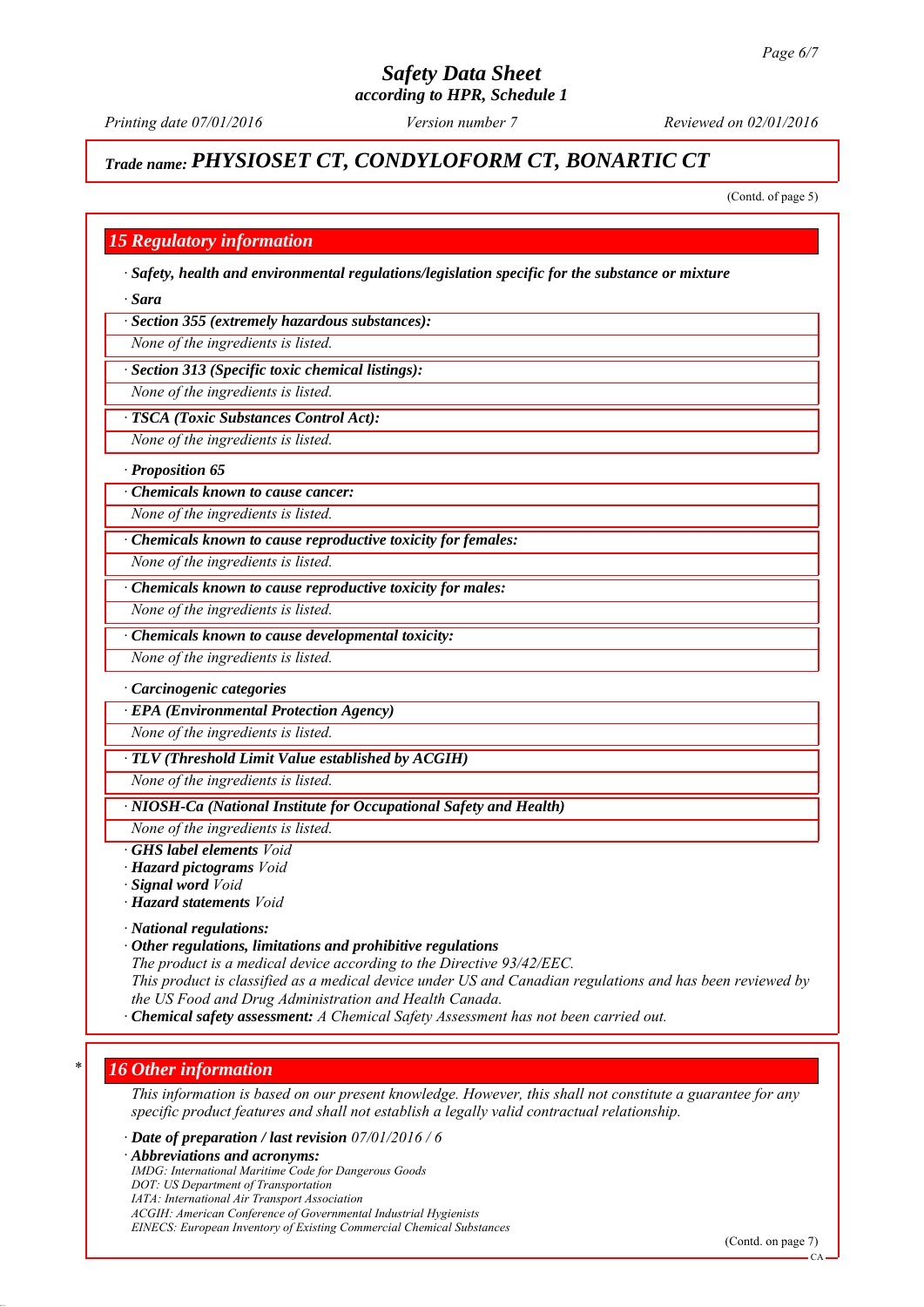*Trade name:* ***PHYSIOSET CT, CONDYLOFORM CT, BONARTIC CT***

(Contd. of page 5)

## 15 Regulatory information

· **Safety, health and environmental regulations/legislation specific for the substance or mixture**

· **Sara**

· **Section 355 (extremely hazardous substances):**

None of the ingredients is listed.

· **Section 313 (Specific toxic chemical listings):**

None of the ingredients is listed.

· **TSCA (Toxic Substances Control Act):**

None of the ingredients is listed.

· **Proposition 65**

· **Chemicals known to cause cancer:**

None of the ingredients is listed.

· **Chemicals known to cause reproductive toxicity for females:**

None of the ingredients is listed.

· **Chemicals known to cause reproductive toxicity for males:**

None of the ingredients is listed.

· **Chemicals known to cause developmental toxicity:**

None of the ingredients is listed.

· **Carcinogenic categories**

· **EPA (Environmental Protection Agency)**

None of the ingredients is listed.

· **TLV (Threshold Limit Value established by ACGIH)**

None of the ingredients is listed.

· **NIOSH-Ca (National Institute for Occupational Safety and Health)**

None of the ingredients is listed.

· **GHS label elements** *Void*
· **Hazard pictograms** *Void*
· **Signal word** *Void*
· **Hazard statements** *Void*

· **National regulations:**
· **Other regulations, limitations and prohibitive regulations**
The product is a medical device according to the Directive 93/42/EEC.
This product is classified as a medical device under US and Canadian regulations and has been reviewed by the US Food and Drug Administration and Health Canada.
· **Chemical safety assessment:** A Chemical Safety Assessment has not been carried out.

## 16 Other information

This information is based on our present knowledge. However, this shall not constitute a guarantee for any specific product features and shall not establish a legally valid contractual relationship.

· **Date of preparation / last revision** 07/01/2016 / 6
· **Abbreviations and acronyms:**
IMDG: International Maritime Code for Dangerous Goods
DOT: US Department of Transportation
IATA: International Air Transport Association
ACGIH: American Conference of Governmental Industrial Hygienists
EINECS: European Inventory of Existing Commercial Chemical Substances

(Contd. on page 7)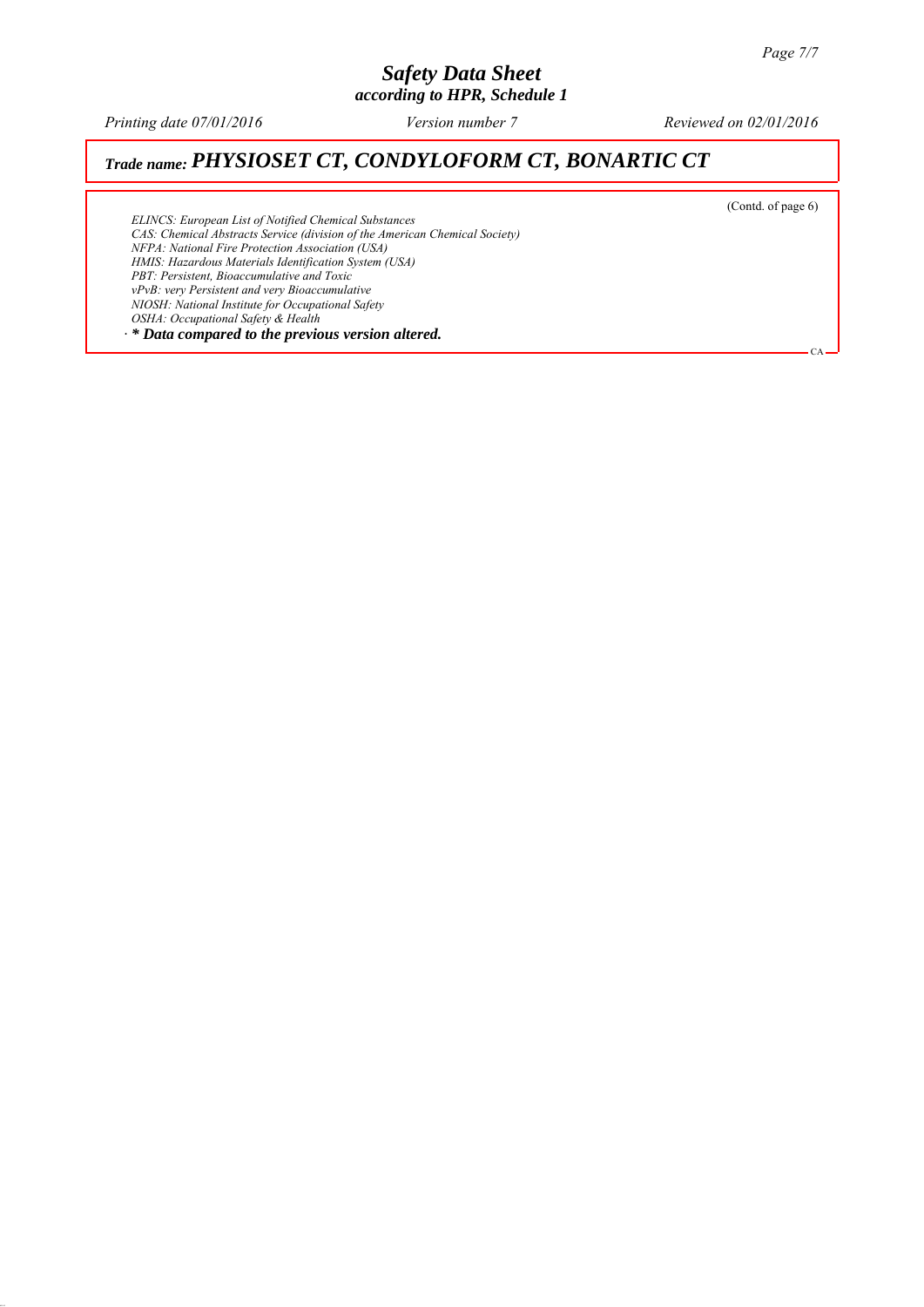(Contd. of page 6)

*ELINCS: European List of Notified Chemical Substances*
*CAS: Chemical Abstracts Service (division of the American Chemical Society)*
*NFPA: National Fire Protection Association (USA)*
*HMIS: Hazardous Materials Identification System (USA)*
*PBT: Persistent, Bioaccumulative and Toxic*
*vPvB: very Persistent and very Bioaccumulative*
*NIOSH: National Institute for Occupational Safety*
*OSHA: Occupational Safety & Health*

· ***\* Data compared to the previous version altered.***

CA